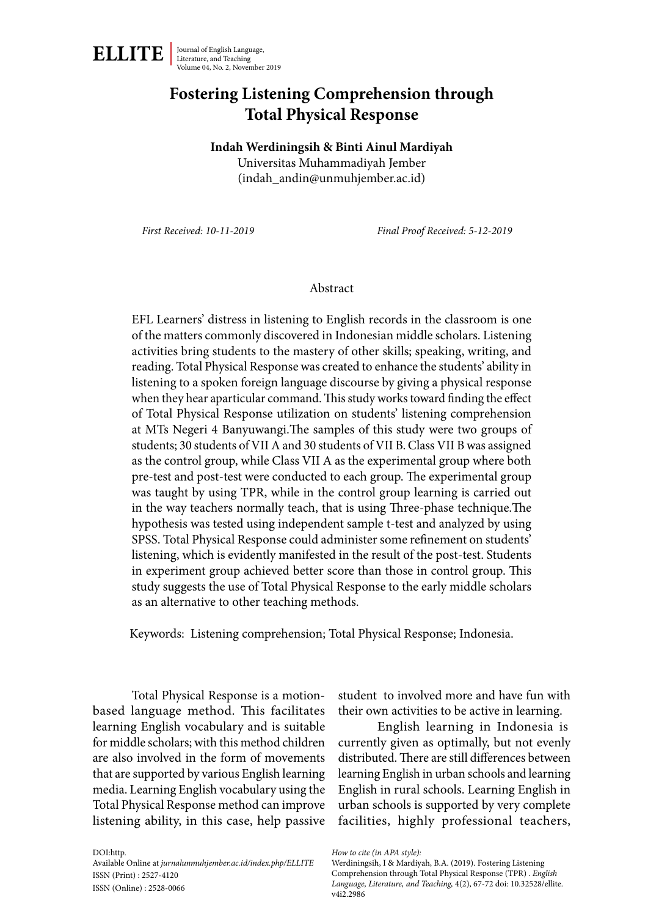# Fostering Listening Comprehension through Total Physical Response

**Indah Werdiningsih & Binti Ainul Mardiyah**
Universitas Muhammadiyah Jember
(indah_andin@unmuhjember.ac.id)

*First Received: 10-11-2019* *Final Proof Received: 5-12-2019*

## Abstract

EFL Learners' distress in listening to English records in the classroom is one of the matters commonly discovered in Indonesian middle scholars. Listening activities bring students to the mastery of other skills; speaking, writing, and reading. Total Physical Response was created to enhance the students' ability in listening to a spoken foreign language discourse by giving a physical response when they hear aparticular command. This study works toward finding the effect of Total Physical Response utilization on students' listening comprehension at MTs Negeri 4 Banyuwangi.The samples of this study were two groups of students; 30 students of VII A and 30 students of VII B. Class VII B was assigned as the control group, while Class VII A as the experimental group where both pre-test and post-test were conducted to each group. The experimental group was taught by using TPR, while in the control group learning is carried out in the way teachers normally teach, that is using Three-phase technique.The hypothesis was tested using independent sample t-test and analyzed by using SPSS. Total Physical Response could administer some refinement on students' listening, which is evidently manifested in the result of the post-test. Students in experiment group achieved better score than those in control group. This study suggests the use of Total Physical Response to the early middle scholars as an alternative to other teaching methods.

Keywords: Listening comprehension; Total Physical Response; Indonesia.

Total Physical Response is a motion-based language method. This facilitates learning English vocabulary and is suitable for middle scholars; with this method children are also involved in the form of movements that are supported by various English learning media. Learning English vocabulary using the Total Physical Response method can improve listening ability, in this case, help passive student to involved more and have fun with their own activities to be active in learning.

English learning in Indonesia is currently given as optimally, but not evenly distributed. There are still differences between learning English in urban schools and learning English in rural schools. Learning English in urban schools is supported by very complete facilities, highly professional teachers,

DOI:http.
Available Online at *jurnalunmuhjember.ac.id/index.php/ELLITE*
ISSN (Print) : 2527-4120
ISSN (Online) : 2528-0066

*How to cite (in APA style):*
Werdiningsih, I & Mardiyah, B.A. (2019). Fostering Listening Comprehension through Total Physical Response (TPR) . *English Language, Literature, and Teaching,* 4(2), 67-72 doi: 10.32528/ellite.v4i2.2986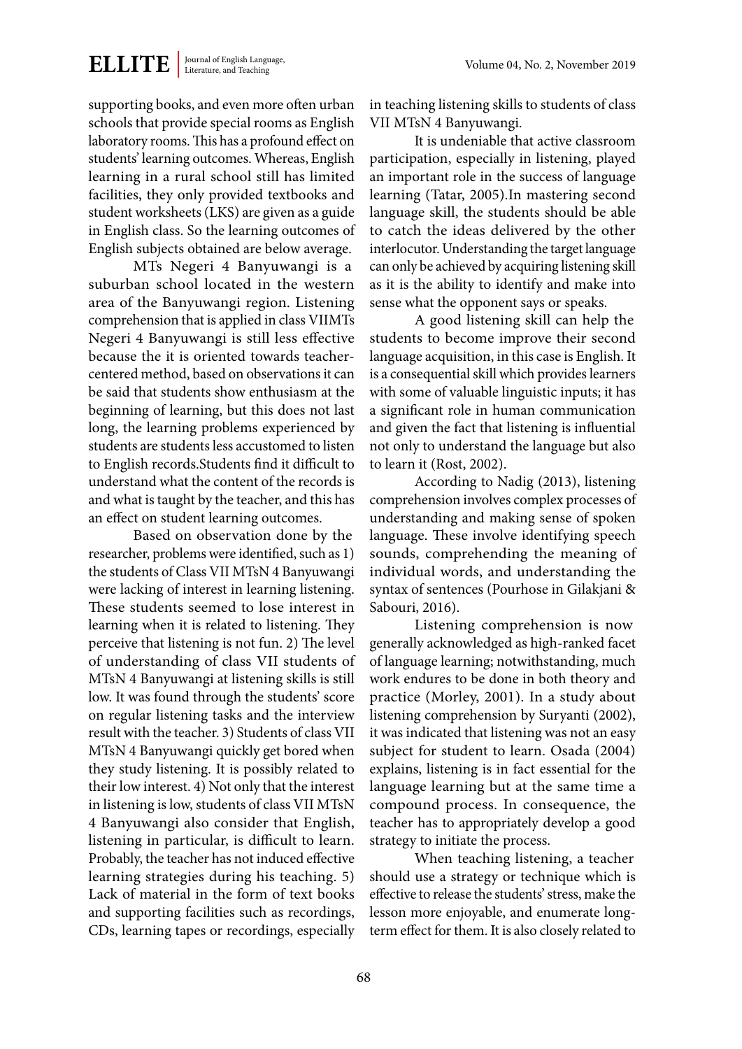supporting books, and even more often urban schools that provide special rooms as English laboratory rooms. This has a profound effect on students' learning outcomes. Whereas, English learning in a rural school still has limited facilities, they only provided textbooks and student worksheets (LKS) are given as a guide in English class. So the learning outcomes of English subjects obtained are below average.

MTs Negeri 4 Banyuwangi is a suburban school located in the western area of the Banyuwangi region. Listening comprehension that is applied in class VIIMTs Negeri 4 Banyuwangi is still less effective because the it is oriented towards teacher-centered method, based on observations it can be said that students show enthusiasm at the beginning of learning, but this does not last long, the learning problems experienced by students are students less accustomed to listen to English records.Students find it difficult to understand what the content of the records is and what is taught by the teacher, and this has an effect on student learning outcomes.

Based on observation done by the researcher, problems were identified, such as 1) the students of Class VII MTsN 4 Banyuwangi were lacking of interest in learning listening. These students seemed to lose interest in learning when it is related to listening. They perceive that listening is not fun. 2) The level of understanding of class VII students of MTsN 4 Banyuwangi at listening skills is still low. It was found through the students' score on regular listening tasks and the interview result with the teacher. 3) Students of class VII MTsN 4 Banyuwangi quickly get bored when they study listening. It is possibly related to their low interest. 4) Not only that the interest in listening is low, students of class VII MTsN 4 Banyuwangi also consider that English, listening in particular, is difficult to learn. Probably, the teacher has not induced effective learning strategies during his teaching. 5) Lack of material in the form of text books and supporting facilities such as recordings, CDs, learning tapes or recordings, especially in teaching listening skills to students of class VII MTsN 4 Banyuwangi.

It is undeniable that active classroom participation, especially in listening, played an important role in the success of language learning (Tatar, 2005).In mastering second language skill, the students should be able to catch the ideas delivered by the other interlocutor. Understanding the target language can only be achieved by acquiring listening skill as it is the ability to identify and make into sense what the opponent says or speaks.

A good listening skill can help the students to become improve their second language acquisition, in this case is English. It is a consequential skill which provides learners with some of valuable linguistic inputs; it has a significant role in human communication and given the fact that listening is influential not only to understand the language but also to learn it (Rost, 2002).

According to Nadig (2013), listening comprehension involves complex processes of understanding and making sense of spoken language. These involve identifying speech sounds, comprehending the meaning of individual words, and understanding the syntax of sentences (Pourhose in Gilakjani & Sabouri, 2016).

Listening comprehension is now generally acknowledged as high-ranked facet of language learning; notwithstanding, much work endures to be done in both theory and practice (Morley, 2001). In a study about listening comprehension by Suryanti (2002), it was indicated that listening was not an easy subject for student to learn. Osada (2004) explains, listening is in fact essential for the language learning but at the same time a compound process. In consequence, the teacher has to appropriately develop a good strategy to initiate the process.

When teaching listening, a teacher should use a strategy or technique which is effective to release the students' stress, make the lesson more enjoyable, and enumerate long-term effect for them. It is also closely related to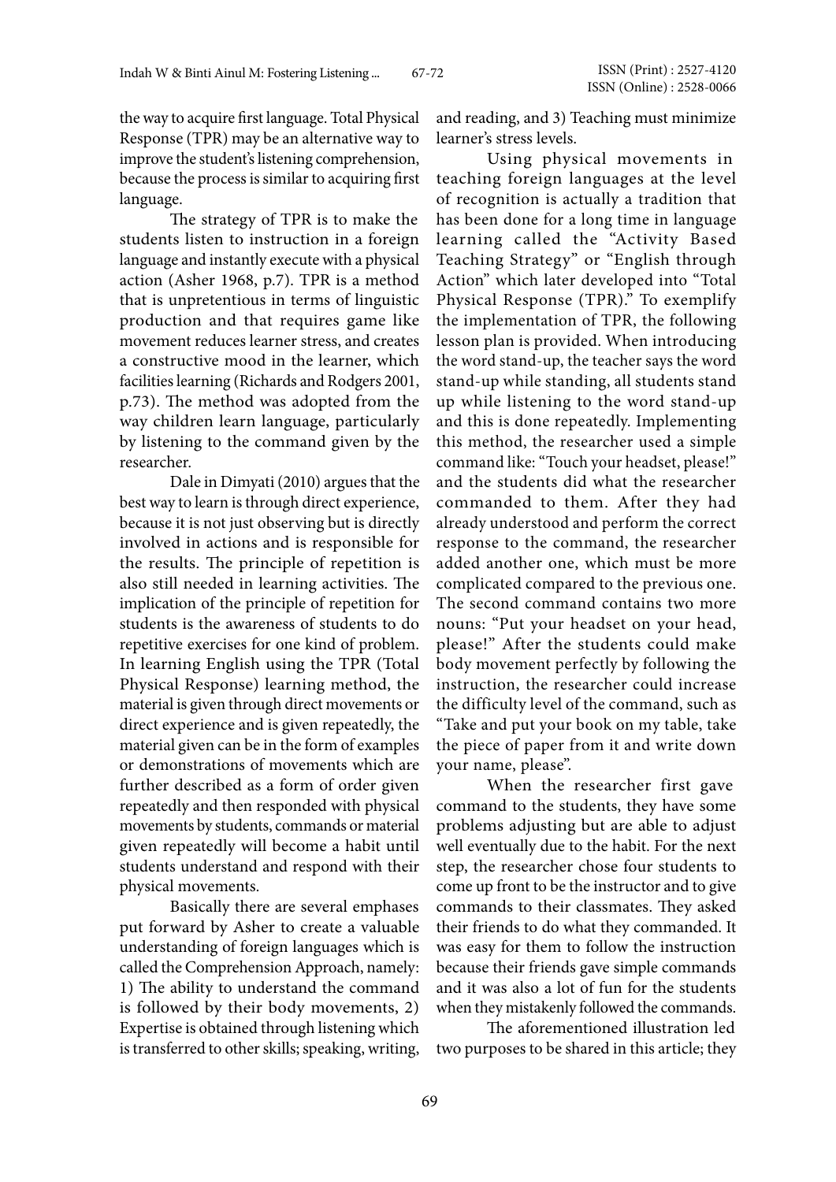the way to acquire first language. Total Physical Response (TPR) may be an alternative way to improve the student's listening comprehension, because the process is similar to acquiring first language.

The strategy of TPR is to make the students listen to instruction in a foreign language and instantly execute with a physical action (Asher 1968, p.7). TPR is a method that is unpretentious in terms of linguistic production and that requires game like movement reduces learner stress, and creates a constructive mood in the learner, which facilities learning (Richards and Rodgers 2001, p.73). The method was adopted from the way children learn language, particularly by listening to the command given by the researcher.

Dale in Dimyati (2010) argues that the best way to learn is through direct experience, because it is not just observing but is directly involved in actions and is responsible for the results. The principle of repetition is also still needed in learning activities. The implication of the principle of repetition for students is the awareness of students to do repetitive exercises for one kind of problem. In learning English using the TPR (Total Physical Response) learning method, the material is given through direct movements or direct experience and is given repeatedly, the material given can be in the form of examples or demonstrations of movements which are further described as a form of order given repeatedly and then responded with physical movements by students, commands or material given repeatedly will become a habit until students understand and respond with their physical movements.

Basically there are several emphases put forward by Asher to create a valuable understanding of foreign languages which is called the Comprehension Approach, namely: 1) The ability to understand the command is followed by their body movements, 2) Expertise is obtained through listening which is transferred to other skills; speaking, writing, and reading, and 3) Teaching must minimize learner's stress levels.

Using physical movements in teaching foreign languages at the level of recognition is actually a tradition that has been done for a long time in language learning called the "Activity Based Teaching Strategy" or "English through Action" which later developed into "Total Physical Response (TPR)." To exemplify the implementation of TPR, the following lesson plan is provided. When introducing the word stand-up, the teacher says the word stand-up while standing, all students stand up while listening to the word stand-up and this is done repeatedly. Implementing this method, the researcher used a simple command like: "Touch your headset, please!" and the students did what the researcher commanded to them. After they had already understood and perform the correct response to the command, the researcher added another one, which must be more complicated compared to the previous one. The second command contains two more nouns: "Put your headset on your head, please!" After the students could make body movement perfectly by following the instruction, the researcher could increase the difficulty level of the command, such as "Take and put your book on my table, take the piece of paper from it and write down your name, please".

When the researcher first gave command to the students, they have some problems adjusting but are able to adjust well eventually due to the habit. For the next step, the researcher chose four students to come up front to be the instructor and to give commands to their classmates. They asked their friends to do what they commanded. It was easy for them to follow the instruction because their friends gave simple commands and it was also a lot of fun for the students when they mistakenly followed the commands.

The aforementioned illustration led two purposes to be shared in this article; they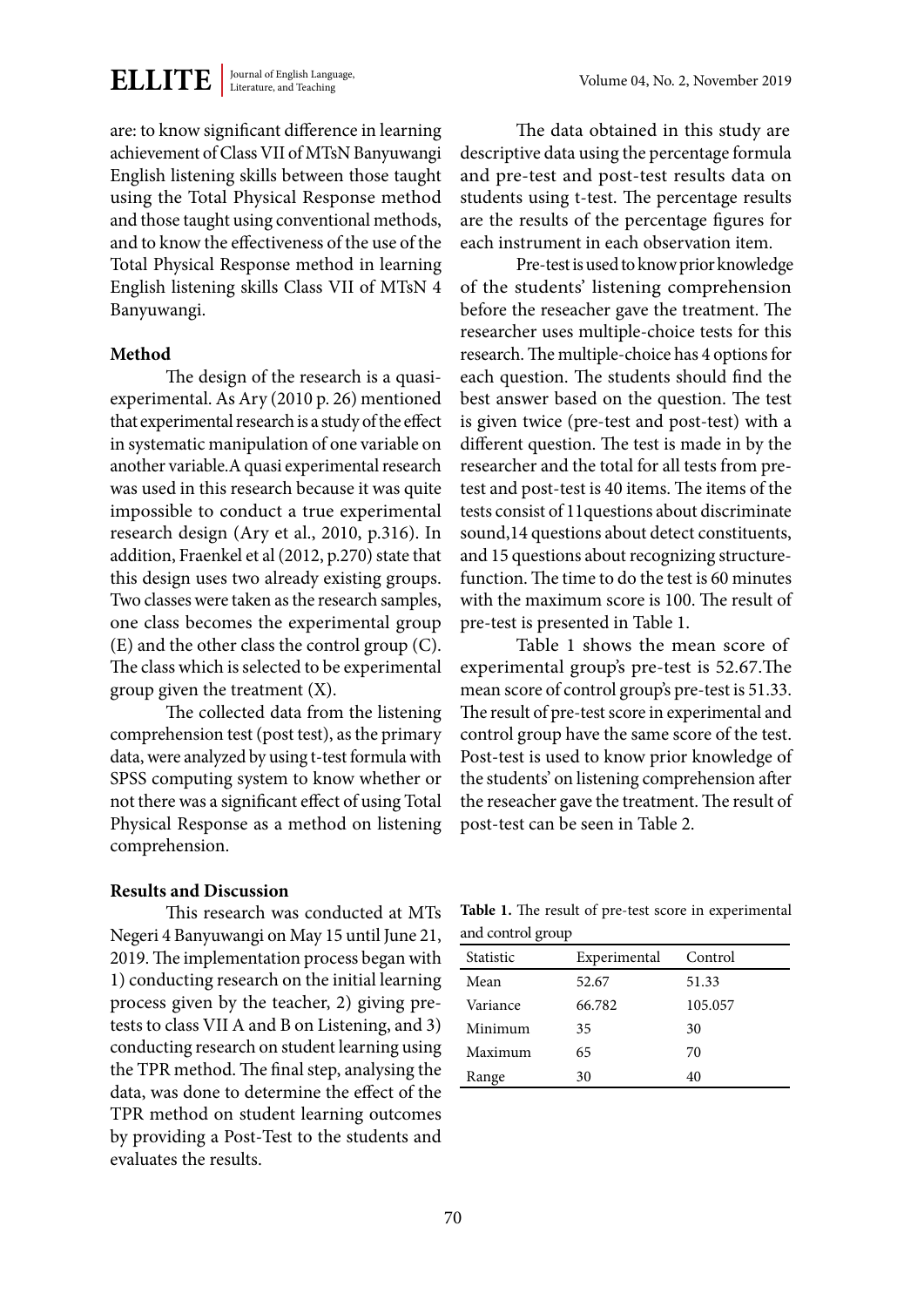are: to know significant difference in learning achievement of Class VII of MTsN Banyuwangi English listening skills between those taught using the Total Physical Response method and those taught using conventional methods, and to know the effectiveness of the use of the Total Physical Response method in learning English listening skills Class VII of MTsN 4 Banyuwangi.

**Method**

The design of the research is a quasi-experimental. As Ary (2010 p. 26) mentioned that experimental research is a study of the effect in systematic manipulation of one variable on another variable.A quasi experimental research was used in this research because it was quite impossible to conduct a true experimental research design (Ary et al., 2010, p.316). In addition, Fraenkel et al (2012, p.270) state that this design uses two already existing groups. Two classes were taken as the research samples, one class becomes the experimental group (E) and the other class the control group (C). The class which is selected to be experimental group given the treatment (X).

The collected data from the listening comprehension test (post test), as the primary data, were analyzed by using t-test formula with SPSS computing system to know whether or not there was a significant effect of using Total Physical Response as a method on listening comprehension.

**Results and Discussion**

This research was conducted at MTs Negeri 4 Banyuwangi on May 15 until June 21, 2019. The implementation process began with 1) conducting research on the initial learning process given by the teacher, 2) giving pre-tests to class VII A and B on Listening, and 3) conducting research on student learning using the TPR method. The final step, analysing the data, was done to determine the effect of the TPR method on student learning outcomes by providing a Post-Test to the students and evaluates the results.

The data obtained in this study are descriptive data using the percentage formula and pre-test and post-test results data on students using t-test. The percentage results are the results of the percentage figures for each instrument in each observation item.

Pre-test is used to know prior knowledge of the students' listening comprehension before the reseacher gave the treatment. The researcher uses multiple-choice tests for this research. The multiple-choice has 4 options for each question. The students should find the best answer based on the question. The test is given twice (pre-test and post-test) with a different question. The test is made in by the researcher and the total for all tests from pre-test and post-test is 40 items. The items of the tests consist of 11questions about discriminate sound,14 questions about detect constituents, and 15 questions about recognizing structure-function. The time to do the test is 60 minutes with the maximum score is 100. The result of pre-test is presented in Table 1.

Table 1 shows the mean score of experimental group's pre-test is 52.67.The mean score of control group's pre-test is 51.33. The result of pre-test score in experimental and control group have the same score of the test. Post-test is used to know prior knowledge of the students' on listening comprehension after the reseacher gave the treatment. The result of post-test can be seen in Table 2.

**Table 1.** The result of pre-test score in experimental and control group

| Statistic | Experimental | Control |
|---|---|---|
| Mean | 52.67 | 51.33 |
| Variance | 66.782 | 105.057 |
| Minimum | 35 | 30 |
| Maximum | 65 | 70 |
| Range | 30 | 40 |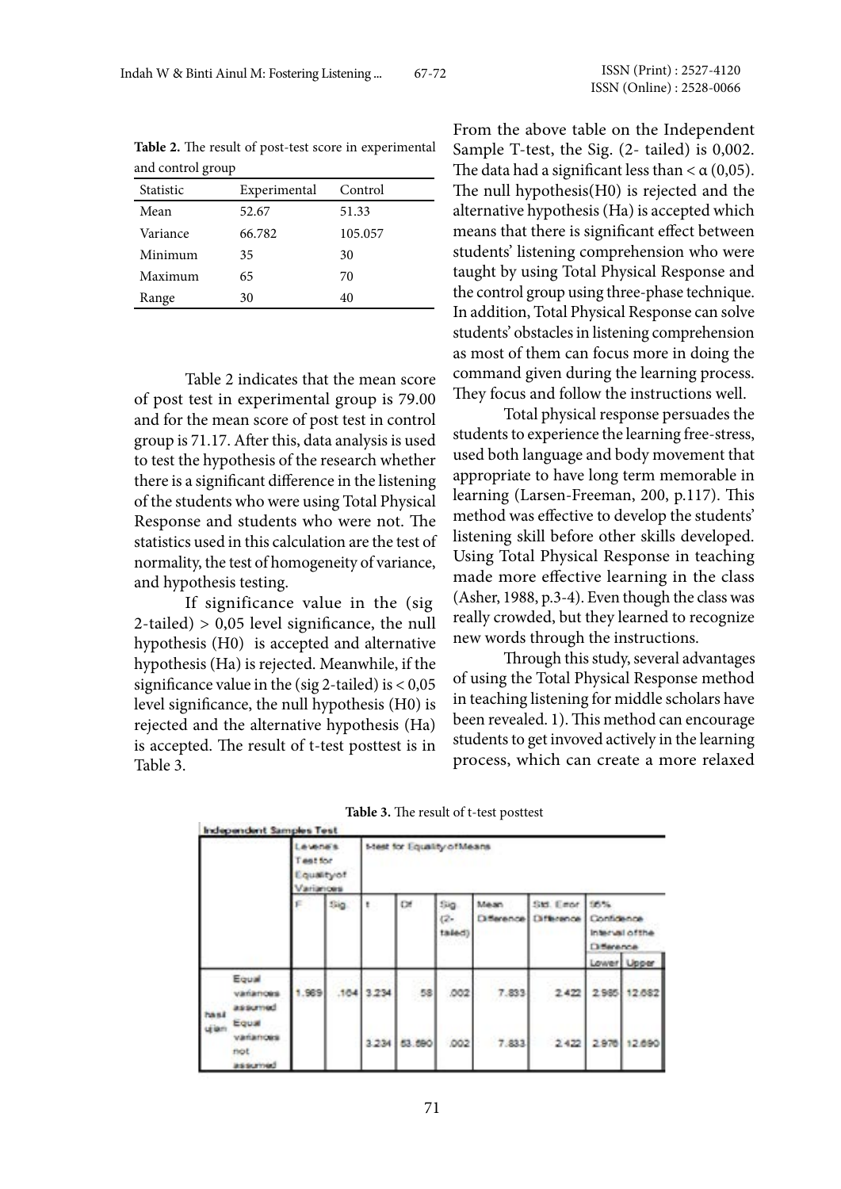**Table 2.** The result of post-test score in experimental and control group

| Statistic | Experimental | Control |
|---|---|---|
| Mean | 52.67 | 51.33 |
| Variance | 66.782 | 105.057 |
| Minimum | 35 | 30 |
| Maximum | 65 | 70 |
| Range | 30 | 40 |

Table 2 indicates that the mean score of post test in experimental group is 79.00 and for the mean score of post test in control group is 71.17. After this, data analysis is used to test the hypothesis of the research whether there is a significant difference in the listening of the students who were using Total Physical Response and students who were not. The statistics used in this calculation are the test of normality, the test of homogeneity of variance, and hypothesis testing.

If significance value in the (sig 2-tailed) > 0,05 level significance, the null hypothesis (H0) is accepted and alternative hypothesis (Ha) is rejected. Meanwhile, if the significance value in the (sig 2-tailed) is < 0,05 level significance, the null hypothesis (H0) is rejected and the alternative hypothesis (Ha) is accepted. The result of t-test posttest is in Table 3.

From the above table on the Independent Sample T-test, the Sig. (2- tailed) is 0,002. The data had a significant less than < α (0,05). The null hypothesis(H0) is rejected and the alternative hypothesis (Ha) is accepted which means that there is significant effect between students' listening comprehension who were taught by using Total Physical Response and the control group using three-phase technique. In addition, Total Physical Response can solve students' obstacles in listening comprehension as most of them can focus more in doing the command given during the learning process. They focus and follow the instructions well.

Total physical response persuades the students to experience the learning free-stress, used both language and body movement that appropriate to have long term memorable in learning (Larsen-Freeman, 200, p.117). This method was effective to develop the students' listening skill before other skills developed. Using Total Physical Response in teaching made more effective learning in the class (Asher, 1988, p.3-4). Even though the class was really crowded, but they learned to recognize new words through the instructions.

Through this study, several advantages of using the Total Physical Response method in teaching listening for middle scholars have been revealed. 1). This method can encourage students to get invoved actively in the learning process, which can create a more relaxed

**Table 3.** The result of t-test posttest

Independent Samples Test

| | | Levene's Test for Equality of Variances | | t-test for Equality of Means | | | | | | |
|---|---|---|---|---|---|---|---|---|---|---|
| | | F | Sig. | t | Df | Sig. (2-tailed) | Mean Difference | Std. Error Difference | 95% Confidence Interval of the Difference | |
| | | | | | | | | | Lower | Upper |
| hasil ujian | Equal variances assumed | 1.969 | .164 | 3.234 | 58 | .002 | 7.833 | 2.422 | 2.985 | 12.682 |
| | Equal variances not assumed | | | 3.234 | 53.690 | .002 | 7.833 | 2.422 | 2.976 | 12.690 |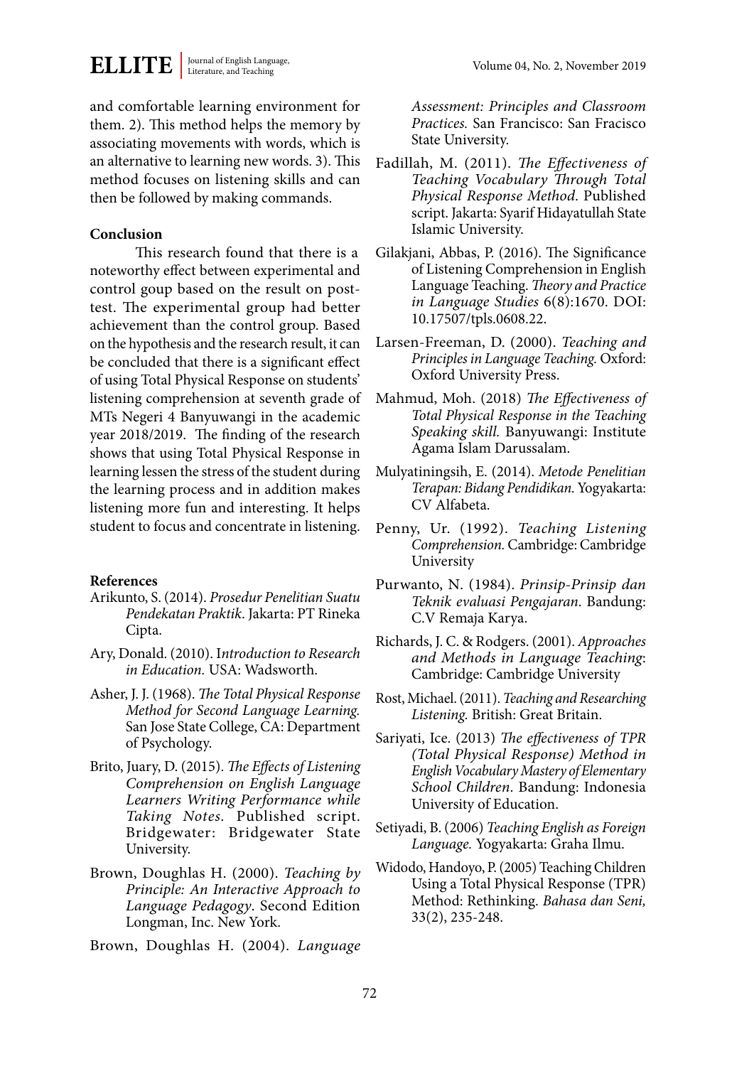and comfortable learning environment for them. 2). This method helps the memory by associating movements with words, which is an alternative to learning new words. 3). This method focuses on listening skills and can then be followed by making commands.

**Conclusion**

This research found that there is a noteworthy effect between experimental and control goup based on the result on post-test. The experimental group had better achievement than the control group. Based on the hypothesis and the research result, it can be concluded that there is a significant effect of using Total Physical Response on students' listening comprehension at seventh grade of MTs Negeri 4 Banyuwangi in the academic year 2018/2019. The finding of the research shows that using Total Physical Response in learning lessen the stress of the student during the learning process and in addition makes listening more fun and interesting. It helps student to focus and concentrate in listening.

**References**

Arikunto, S. (2014). *Prosedur Penelitian Suatu Pendekatan Praktik*. Jakarta: PT Rineka Cipta.

Ary, Donald. (2010). I*ntroduction to Research in Education.* USA: Wadsworth.

Asher, J. J. (1968). *The Total Physical Response Method for Second Language Learning.* San Jose State College, CA: Department of Psychology.

Brito, Juary, D. (2015). *The Effects of Listening Comprehension on English Language Learners Writing Performance while Taking Notes*. Published script. Bridgewater: Bridgewater State University.

Brown, Doughlas H. (2000). *Teaching by Principle: An Interactive Approach to Language Pedagogy*. Second Edition Longman, Inc. New York.

Brown, Doughlas H. (2004). *Language Assessment: Principles and Classroom Practices.* San Francisco: San Fracisco State University.

Fadillah, M. (2011). *The Effectiveness of Teaching Vocabulary Through Total Physical Response Method*. Published script. Jakarta: Syarif Hidayatullah State Islamic University.

Gilakjani, Abbas, P. (2016). The Significance of Listening Comprehension in English Language Teaching. *Theory and Practice in Language Studies* 6(8):1670. DOI: 10.17507/tpls.0608.22.

Larsen-Freeman, D. (2000). *Teaching and Principles in Language Teaching.* Oxford: Oxford University Press.

Mahmud, Moh. (2018) *The Effectiveness of Total Physical Response in the Teaching Speaking skill.* Banyuwangi: Institute Agama Islam Darussalam.

Mulyatiningsih, E. (2014). *Metode Penelitian Terapan: Bidang Pendidikan.* Yogyakarta: CV Alfabeta.

Penny, Ur. (1992). *Teaching Listening Comprehension.* Cambridge: Cambridge University

Purwanto, N. (1984). *Prinsip-Prinsip dan Teknik evaluasi Pengajaran*. Bandung: C.V Remaja Karya.

Richards, J. C. & Rodgers. (2001). *Approaches and Methods in Language Teaching*: Cambridge: Cambridge University

Rost, Michael. (2011). *Teaching and Researching Listening.* British: Great Britain.

Sariyati, Ice. (2013) *The effectiveness of TPR (Total Physical Response) Method in English Vocabulary Mastery of Elementary School Children*. Bandung: Indonesia University of Education.

Setiyadi, B. (2006) *Teaching English as Foreign Language.* Yogyakarta: Graha Ilmu.

Widodo, Handoyo, P. (2005) Teaching Children Using a Total Physical Response (TPR) Method: Rethinking. *Bahasa dan Seni,* 33(2), 235-248.